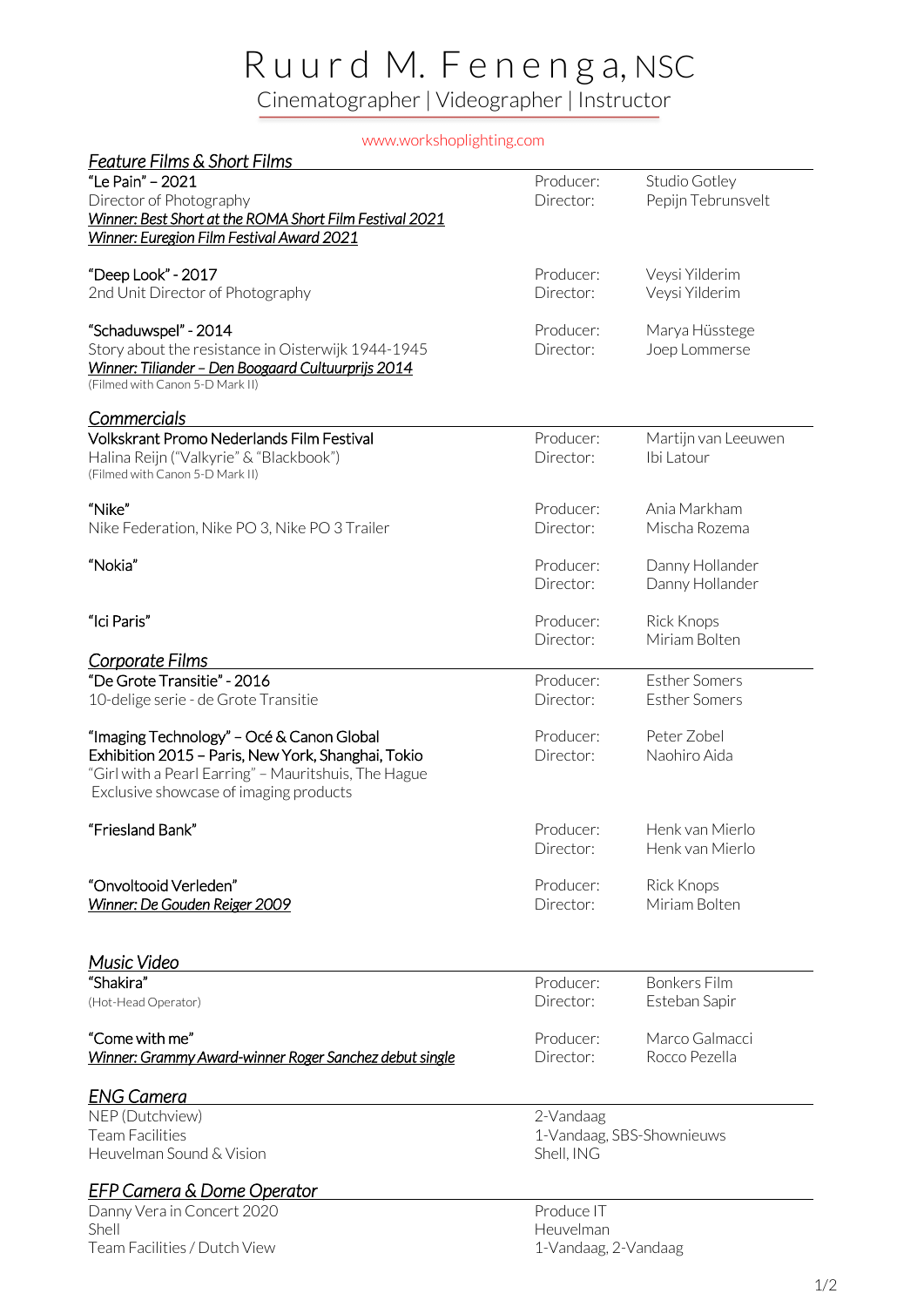# Ruurd M. Fenenga, NSC

Cinematographer | Videographer | Instructor

www.workshoplighting.com

## *Feature Films & Short Films*

"Le Pain" – 2021
Director of Photography
***Winner: Best Short at the ROMA Short Film Festival 2021***
***Winner: Euregion Film Festival Award 2021***

Producer: Studio Gotley
Director: Pepijn Tebrunsvelt

"Deep Look" - 2017
2nd Unit Director of Photography

Producer: Veysi Yilderim
Director: Veysi Yilderim

"Schaduwspel" - 2014
Story about the resistance in Oisterwijk 1944-1945
***Winner: Tiliander – Den Boogaard Cultuurprijs 2014***
(Filmed with Canon 5-D Mark II)

Producer: Marya Hüsstege
Director: Joep Lommerse

## *Commercials*

Volkskrant Promo Nederlands Film Festival
Halina Reijn ("Valkyrie" & "Blackbook")
(Filmed with Canon 5-D Mark II)

Producer: Martijn van Leeuwen
Director: Ibi Latour

"Nike"
Nike Federation, Nike PO 3, Nike PO 3 Trailer

Producer: Ania Markham
Director: Mischa Rozema

"Nokia"

Producer: Danny Hollander
Director: Danny Hollander

"Ici Paris"

Producer: Rick Knops
Director: Miriam Bolten

## *Corporate Films*

"De Grote Transitie" - 2016
10-delige serie - de Grote Transitie

Producer: Esther Somers
Director: Esther Somers

"Imaging Technology" – Océ & Canon Global
Exhibition 2015 – Paris, New York, Shanghai, Tokio
"Girl with a Pearl Earring" – Mauritshuis, The Hague
Exclusive showcase of imaging products

Producer: Peter Zobel
Director: Naohiro Aida

"Friesland Bank"

Producer: Henk van Mierlo
Director: Henk van Mierlo

"Onvoltooid Verleden"
***Winner: De Gouden Reiger 2009***

Producer: Rick Knops
Director: Miriam Bolten

## *Music Video*

"Shakira"
(Hot-Head Operator)

Producer: Bonkers Film
Director: Esteban Sapir

"Come with me"
***Winner: Grammy Award-winner Roger Sanchez debut single***

Producer: Marco Galmacci
Director: Rocco Pezella

## *ENG Camera*

| | |
|---|---|
| NEP (Dutchview) | 2-Vandaag |
| Team Facilities | 1-Vandaag, SBS-Shownieuws |
| Heuvelman Sound & Vision | Shell, ING |

## *EFP Camera & Dome Operator*

| | |
|---|---|
| Danny Vera in Concert 2020 | Produce IT |
| Shell | Heuvelman |
| Team Facilities / Dutch View | 1-Vandaag, 2-Vandaag |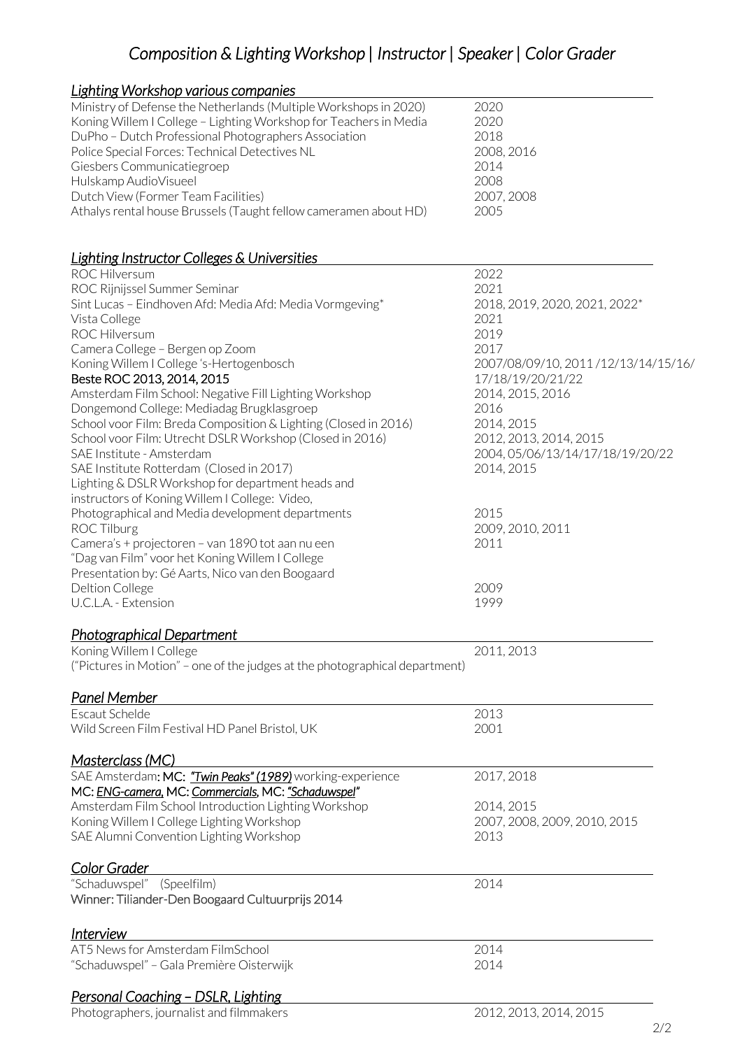# *Composition & Lighting Workshop | Instructor | Speaker | Color Grader*

## *Lighting Workshop various companies*

| | |
|---|---|
| Ministry of Defense the Netherlands (Multiple Workshops in 2020) | 2020 |
| Koning Willem I College – Lighting Workshop for Teachers in Media | 2020 |
| DuPho – Dutch Professional Photographers Association | 2018 |
| Police Special Forces: Technical Detectives NL | 2008, 2016 |
| Giesbers Communicatiegroep | 2014 |
| Hulskamp AudioVisueel | 2008 |
| Dutch View (Former Team Facilities) | 2007, 2008 |
| Athalys rental house Brussels (Taught fellow cameramen about HD) | 2005 |

## *Lighting Instructor Colleges & Universities*

| | |
|---|---|
| ROC Hilversum | 2022 |
| ROC Rijnijssel Summer Seminar | 2021 |
| Sint Lucas – Eindhoven Afd: Media Afd: Media Vormgeving* | 2018, 2019, 2020, 2021, 2022* |
| Vista College | 2021 |
| ROC Hilversum | 2019 |
| Camera College – Bergen op Zoom | 2017 |
| Koning Willem I College 's-Hertogenbosch<br>**Beste ROC 2013, 2014, 2015** | 2007/08/09/10, 2011 /12/13/14/15/16/<br>17/18/19/20/21/22 |
| Amsterdam Film School: Negative Fill Lighting Workshop | 2014, 2015, 2016 |
| Dongemond College: Mediadag Brugklasgroep | 2016 |
| School voor Film: Breda Composition & Lighting (Closed in 2016) | 2014, 2015 |
| School voor Film: Utrecht DSLR Workshop (Closed in 2016) | 2012, 2013, 2014, 2015 |
| SAE Institute - Amsterdam | 2004, 05/06/13/14/17/18/19/20/22 |
| SAE Institute Rotterdam (Closed in 2017) | 2014, 2015 |
| Lighting & DSLR Workshop for department heads and instructors of Koning Willem I College: Video, Photographical and Media development departments | 2015 |
| ROC Tilburg | 2009, 2010, 2011 |
| Camera's + projectoren – van 1890 tot aan nu een "Dag van Film" voor het Koning Willem I College<br>Presentation by: Gé Aarts, Nico van den Boogaard | 2011 |
| Deltion College | 2009 |
| U.C.L.A. - Extension | 1999 |

## *Photographical Department*

| | |
|---|---|
| Koning Willem I College<br>("Pictures in Motion" – one of the judges at the photographical department) | 2011, 2013 |

## *Panel Member*

| | |
|---|---|
| Escaut Schelde | 2013 |
| Wild Screen Film Festival HD Panel Bristol, UK | 2001 |

## *Masterclass (MC)*

| | |
|---|---|
| SAE Amsterdam**: MC:** ***"Twin Peaks" (1989)*** working-experience<br>**MC: *ENG-camera*, MC: *Commercials*, MC: *"Schaduwspel"*** | 2017, 2018 |
| Amsterdam Film School Introduction Lighting Workshop | 2014, 2015 |
| Koning Willem I College Lighting Workshop | 2007, 2008, 2009, 2010, 2015 |
| SAE Alumni Convention Lighting Workshop | 2013 |

## *Color Grader*

| | |
|---|---|
| "Schaduwspel" (Speelfilm)<br>**Winner: Tiliander-Den Boogaard Cultuurprijs 2014** | 2014 |

## *Interview*

| | |
|---|---|
| AT5 News for Amsterdam FilmSchool | 2014 |
| "Schaduwspel" – Gala Première Oisterwijk | 2014 |

## *Personal Coaching – DSLR, Lighting*

| | |
|---|---|
| Photographers, journalist and filmmakers | 2012, 2013, 2014, 2015 |